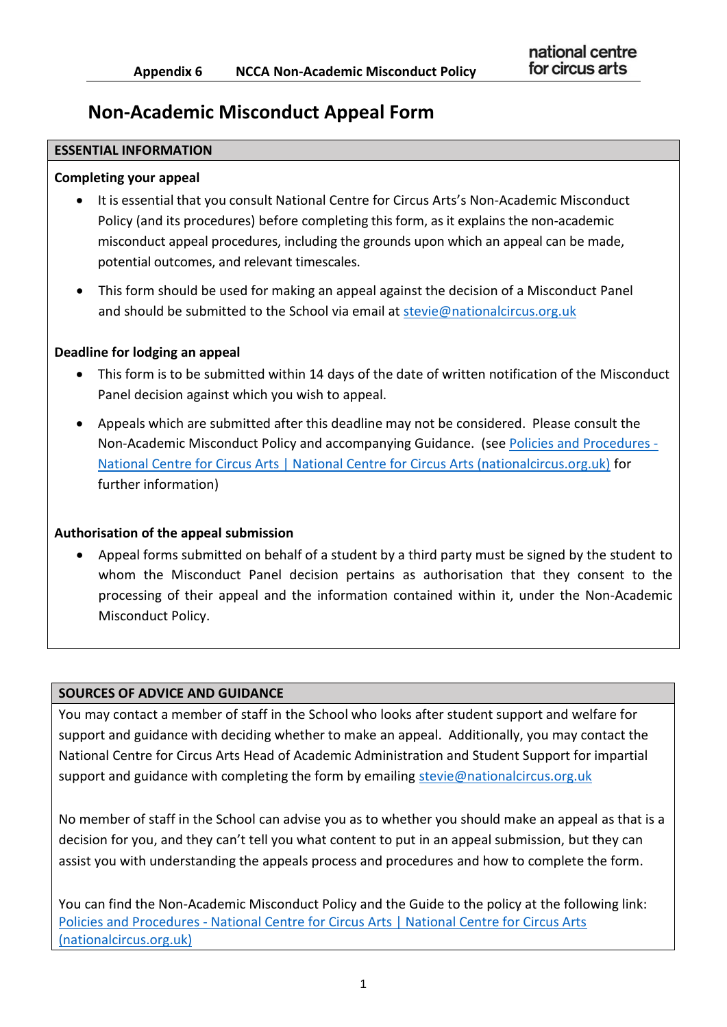# Non-Academic Misconduct Appeal Form

## ESSENTIAL INFORMATION

### Completing your appeal

- It is essential that you consult National Centre for Circus Arts's Non-Academic Misconduct Policy (and its procedures) before completing this form, as it explains the non-academic misconduct appeal procedures, including the grounds upon which an appeal can be made, potential outcomes, and relevant timescales.
- This form should be used for making an appeal against the decision of a Misconduct Panel and should be submitted to the School via email at stevie@nationalcircus.org.uk

### Deadline for lodging an appeal

- This form is to be submitted within 14 days of the date of written notification of the Misconduct Panel decision against which you wish to appeal.
- Appeals which are submitted after this deadline may not be considered. Please consult the Non-Academic Misconduct Policy and accompanying Guidance. (see Policies and Procedures - National Centre for Circus Arts | National Centre for Circus Arts (nationalcircus.org.uk) for further information)

### Authorisation of the appeal submission

- Appeal forms submitted on behalf of a student by a third party must be signed by the student to whom the Misconduct Panel decision pertains as authorisation that they consent to the processing of their appeal and the information contained within it, under the Non-Academic Misconduct Policy.

## SOURCES OF ADVICE AND GUIDANCE

You may contact a member of staff in the School who looks after student support and welfare for support and guidance with deciding whether to make an appeal. Additionally, you may contact the National Centre for Circus Arts Head of Academic Administration and Student Support for impartial support and guidance with completing the form by emailing stevie@nationalcircus.org.uk

No member of staff in the School can advise you as to whether you should make an appeal as that is a decision for you, and they can't tell you what content to put in an appeal submission, but they can assist you with understanding the appeals process and procedures and how to complete the form.

You can find the Non-Academic Misconduct Policy and the Guide to the policy at the following link: Policies and Procedures - National Centre for Circus Arts | National Centre for Circus Arts (nationalcircus.org.uk)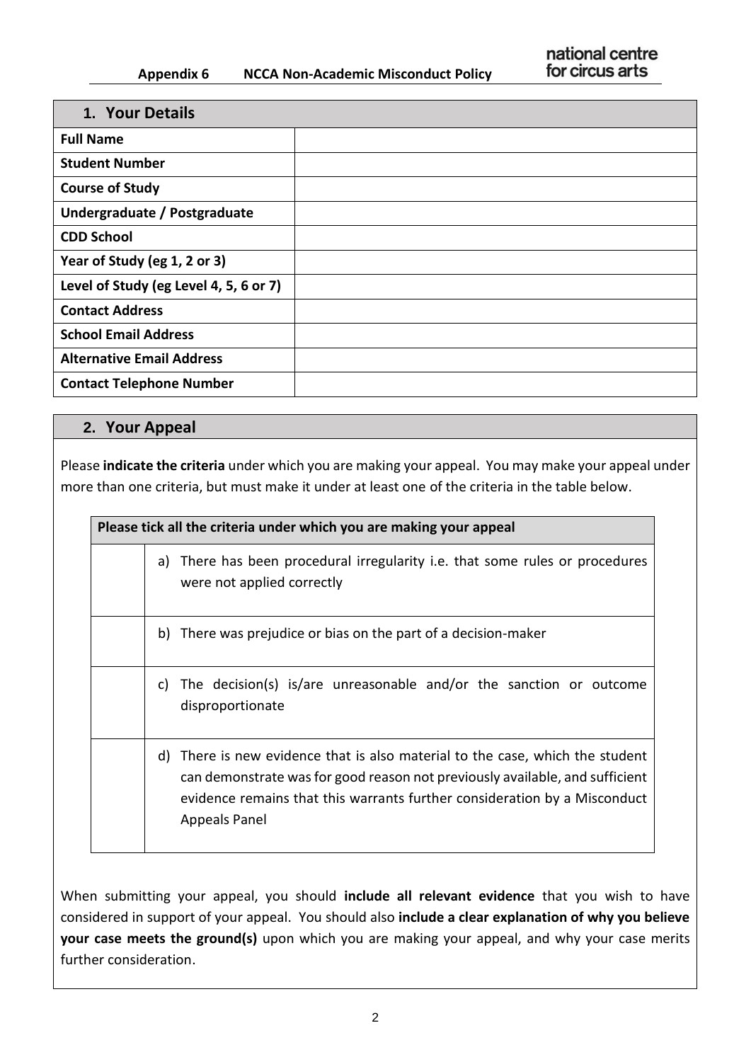| 1. Your Details | |
|---|---|
| **Full Name** | |
| **Student Number** | |
| **Course of Study** | |
| **Undergraduate / Postgraduate** | |
| **CDD School** | |
| **Year of Study (eg 1, 2 or 3)** | |
| **Level of Study (eg Level 4, 5, 6 or 7)** | |
| **Contact Address** | |
| **School Email Address** | |
| **Alternative Email Address** | |
| **Contact Telephone Number** | |

## 2. Your Appeal

Please **indicate the criteria** under which you are making your appeal. You may make your appeal under more than one criteria, but must make it under at least one of the criteria in the table below.

| Please tick all the criteria under which you are making your appeal | |
|---|---|
| | a) There has been procedural irregularity i.e. that some rules or procedures were not applied correctly |
| | b) There was prejudice or bias on the part of a decision-maker |
| | c) The decision(s) is/are unreasonable and/or the sanction or outcome disproportionate |
| | d) There is new evidence that is also material to the case, which the student can demonstrate was for good reason not previously available, and sufficient evidence remains that this warrants further consideration by a Misconduct Appeals Panel |

When submitting your appeal, you should **include all relevant evidence** that you wish to have considered in support of your appeal. You should also **include a clear explanation of why you believe your case meets the ground(s)** upon which you are making your appeal, and why your case merits further consideration.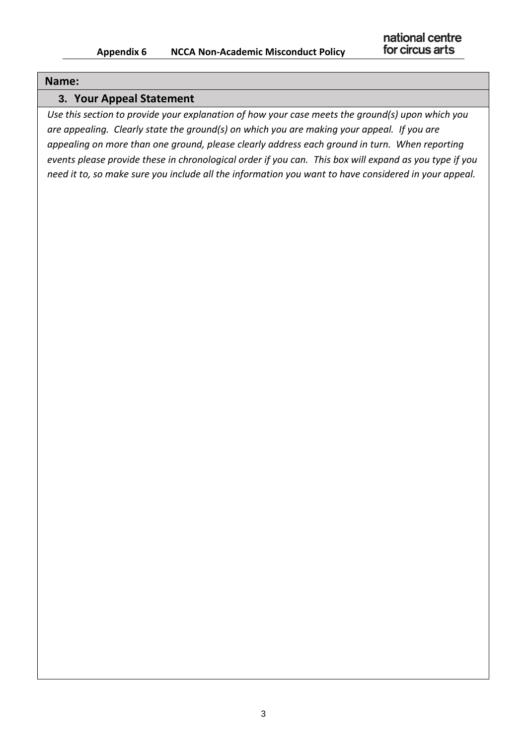**Name:**

## 3. Your Appeal Statement

*Use this section to provide your explanation of how your case meets the ground(s) upon which you are appealing. Clearly state the ground(s) on which you are making your appeal. If you are appealing on more than one ground, please clearly address each ground in turn. When reporting events please provide these in chronological order if you can. This box will expand as you type if you need it to, so make sure you include all the information you want to have considered in your appeal.*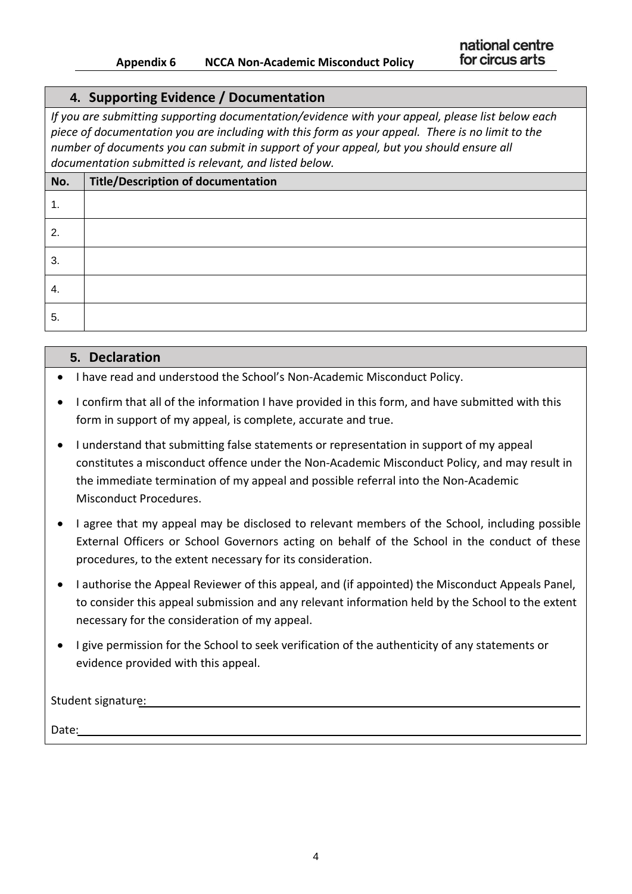## 4. Supporting Evidence / Documentation

*If you are submitting supporting documentation/evidence with your appeal, please list below each piece of documentation you are including with this form as your appeal. There is no limit to the number of documents you can submit in support of your appeal, but you should ensure all documentation submitted is relevant, and listed below.*

| No. | Title/Description of documentation |
|---|---|
| 1. | |
| 2. | |
| 3. | |
| 4. | |
| 5. | |

## 5. Declaration

- I have read and understood the School's Non-Academic Misconduct Policy.
- I confirm that all of the information I have provided in this form, and have submitted with this form in support of my appeal, is complete, accurate and true.
- I understand that submitting false statements or representation in support of my appeal constitutes a misconduct offence under the Non-Academic Misconduct Policy, and may result in the immediate termination of my appeal and possible referral into the Non-Academic Misconduct Procedures.
- I agree that my appeal may be disclosed to relevant members of the School, including possible External Officers or School Governors acting on behalf of the School in the conduct of these procedures, to the extent necessary for its consideration.
- I authorise the Appeal Reviewer of this appeal, and (if appointed) the Misconduct Appeals Panel, to consider this appeal submission and any relevant information held by the School to the extent necessary for the consideration of my appeal.
- I give permission for the School to seek verification of the authenticity of any statements or evidence provided with this appeal.

Student signature: \_\_\_\_\_\_\_\_\_\_\_\_\_\_\_\_\_\_\_\_\_\_\_\_\_\_\_\_\_\_\_\_\_\_\_\_\_\_\_\_

Date: \_\_\_\_\_\_\_\_\_\_\_\_\_\_\_\_\_\_\_\_\_\_\_\_\_\_\_\_\_\_\_\_\_\_\_\_\_\_\_\_